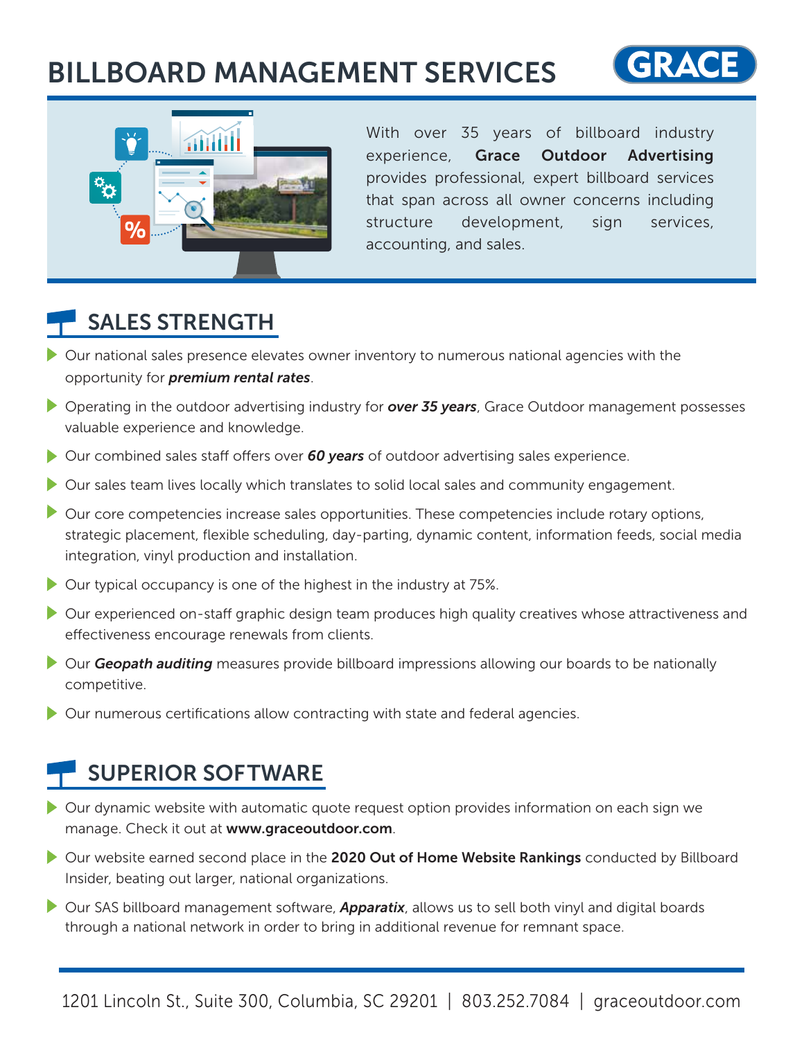# BILLBOARD MANAGEMENT SERVICES

GRACE

With over 35 years of billboard industry experience, **Grace Outdoor Advertising** provides professional, expert billboard services that span across all owner concerns including structure development, sign services, accounting, and sales.

## SALES STRENGTH

- Our national sales presence elevates owner inventory to numerous national agencies with the opportunity for ***premium rental rates***.
- Operating in the outdoor advertising industry for ***over 35 years***, Grace Outdoor management possesses valuable experience and knowledge.
- Our combined sales staff offers over ***60 years*** of outdoor advertising sales experience.
- Our sales team lives locally which translates to solid local sales and community engagement.
- Our core competencies increase sales opportunities. These competencies include rotary options, strategic placement, flexible scheduling, day-parting, dynamic content, information feeds, social media integration, vinyl production and installation.
- Our typical occupancy is one of the highest in the industry at 75%.
- Our experienced on-staff graphic design team produces high quality creatives whose attractiveness and effectiveness encourage renewals from clients.
- Our ***Geopath auditing*** measures provide billboard impressions allowing our boards to be nationally competitive.
- Our numerous certifications allow contracting with state and federal agencies.

## SUPERIOR SOFTWARE

- Our dynamic website with automatic quote request option provides information on each sign we manage. Check it out at **www.graceoutdoor.com**.
- Our website earned second place in the **2020 Out of Home Website Rankings** conducted by Billboard Insider, beating out larger, national organizations.
- Our SAS billboard management software, ***Apparatix***, allows us to sell both vinyl and digital boards through a national network in order to bring in additional revenue for remnant space.

1201 Lincoln St., Suite 300, Columbia, SC 29201 | 803.252.7084 | graceoutdoor.com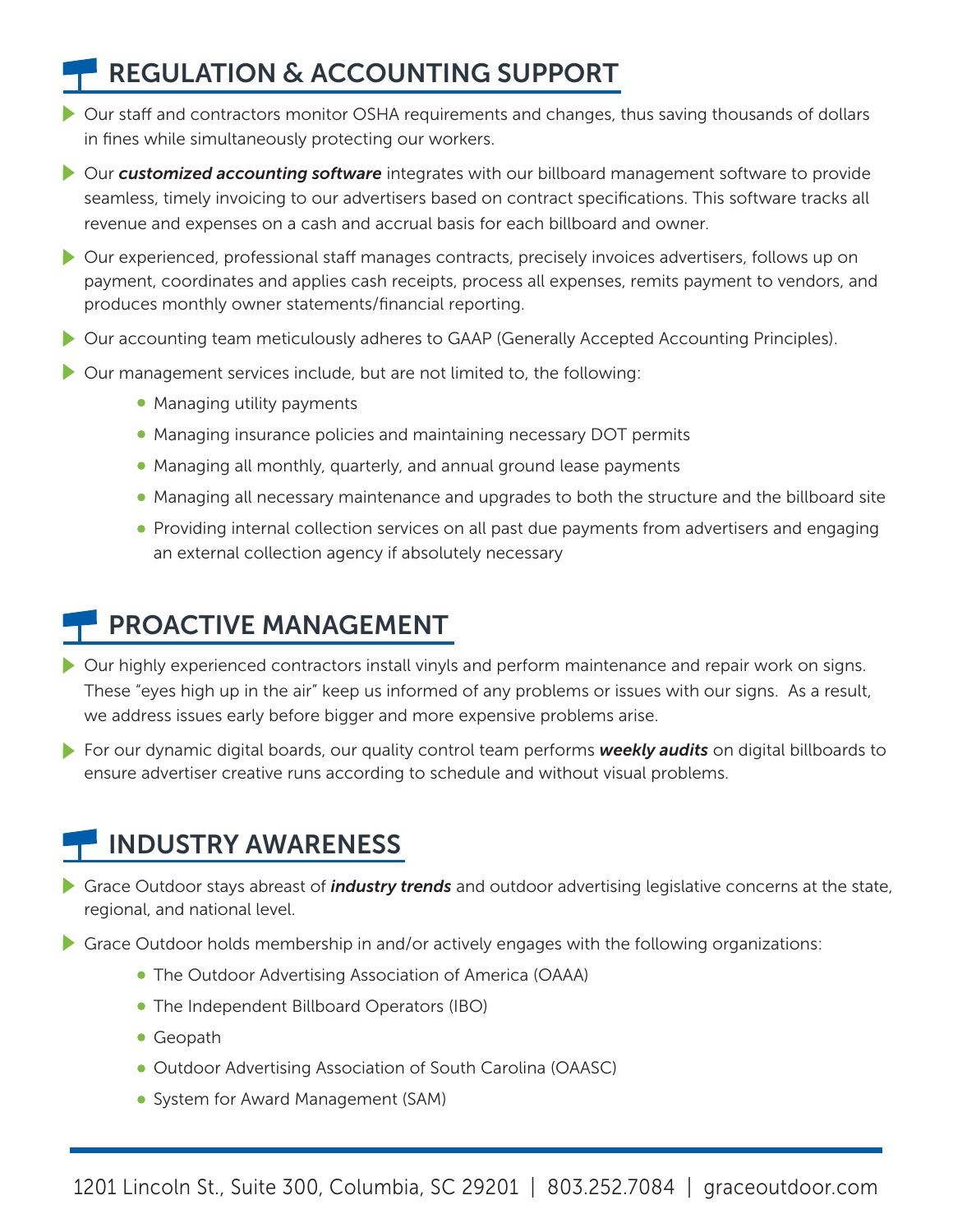## REGULATION & ACCOUNTING SUPPORT

- Our staff and contractors monitor OSHA requirements and changes, thus saving thousands of dollars in fines while simultaneously protecting our workers.
- Our ***customized accounting software*** integrates with our billboard management software to provide seamless, timely invoicing to our advertisers based on contract specifications. This software tracks all revenue and expenses on a cash and accrual basis for each billboard and owner.
- Our experienced, professional staff manages contracts, precisely invoices advertisers, follows up on payment, coordinates and applies cash receipts, process all expenses, remits payment to vendors, and produces monthly owner statements/financial reporting.
- Our accounting team meticulously adheres to GAAP (Generally Accepted Accounting Principles).
- Our management services include, but are not limited to, the following:
  - Managing utility payments
  - Managing insurance policies and maintaining necessary DOT permits
  - Managing all monthly, quarterly, and annual ground lease payments
  - Managing all necessary maintenance and upgrades to both the structure and the billboard site
  - Providing internal collection services on all past due payments from advertisers and engaging an external collection agency if absolutely necessary

## PROACTIVE MANAGEMENT

- Our highly experienced contractors install vinyls and perform maintenance and repair work on signs. These "eyes high up in the air" keep us informed of any problems or issues with our signs. As a result, we address issues early before bigger and more expensive problems arise.
- For our dynamic digital boards, our quality control team performs ***weekly audits*** on digital billboards to ensure advertiser creative runs according to schedule and without visual problems.

## INDUSTRY AWARENESS

- Grace Outdoor stays abreast of ***industry trends*** and outdoor advertising legislative concerns at the state, regional, and national level.
- Grace Outdoor holds membership in and/or actively engages with the following organizations:
  - The Outdoor Advertising Association of America (OAAA)
  - The Independent Billboard Operators (IBO)
  - Geopath
  - Outdoor Advertising Association of South Carolina (OAASC)
  - System for Award Management (SAM)

1201 Lincoln St., Suite 300, Columbia, SC 29201 | 803.252.7084 | graceoutdoor.com